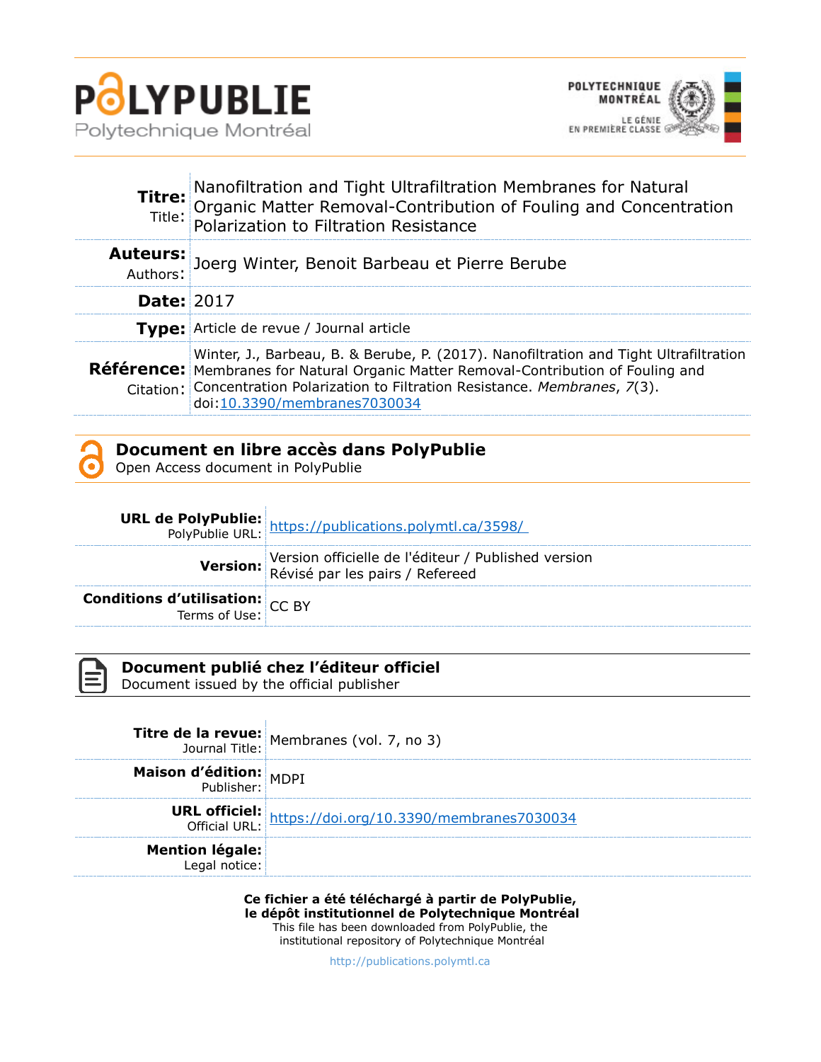# POLYPUBLIE

Polytechnique Montréal

POLYTECHNIQUE MONTRÉAL

LE GÉNIE EN PREMIÈRE CLASSE

| | |
|---|---|
| **Titre:** Title: | Nanofiltration and Tight Ultrafiltration Membranes for Natural Organic Matter Removal-Contribution of Fouling and Concentration Polarization to Filtration Resistance |
| **Auteurs:** Authors: | Joerg Winter, Benoit Barbeau et Pierre Berube |
| **Date:** | 2017 |
| **Type:** | Article de revue / Journal article |
| **Référence:** Citation: | Winter, J., Barbeau, B. & Berube, P. (2017). Nanofiltration and Tight Ultrafiltration Membranes for Natural Organic Matter Removal-Contribution of Fouling and Concentration Polarization to Filtration Resistance. *Membranes*, *7*(3). doi:10.3390/membranes7030034 |

## Document en libre accès dans PolyPublie
Open Access document in PolyPublie

| | |
|---|---|
| **URL de PolyPublie:** PolyPublie URL: | https://publications.polymtl.ca/3598/ |
| **Version:** | Version officielle de l'éditeur / Published version Révisé par les pairs / Refereed |
| **Conditions d'utilisation:** Terms of Use: | CC BY |

## Document publié chez l'éditeur officiel
Document issued by the official publisher

| | |
|---|---|
| **Titre de la revue:** Journal Title: | Membranes (vol. 7, no 3) |
| **Maison d'édition:** Publisher: | MDPI |
| **URL officiel:** Official URL: | https://doi.org/10.3390/membranes7030034 |
| **Mention légale:** Legal notice: | |

**Ce fichier a été téléchargé à partir de PolyPublie, le dépôt institutionnel de Polytechnique Montréal**
This file has been downloaded from PolyPublie, the institutional repository of Polytechnique Montréal

http://publications.polymtl.ca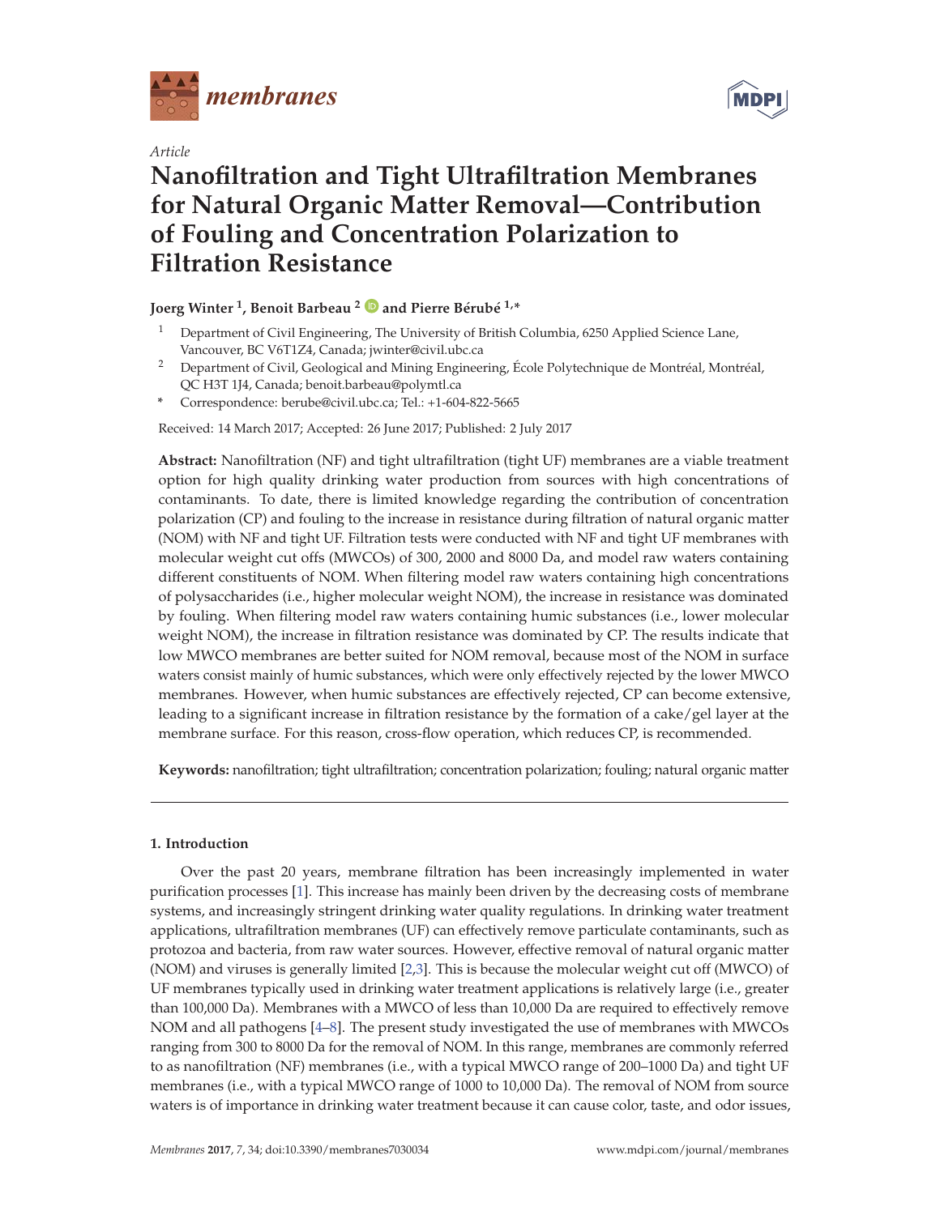Article

# Nanofiltration and Tight Ultrafiltration Membranes for Natural Organic Matter Removal—Contribution of Fouling and Concentration Polarization to Filtration Resistance

**Joerg Winter [1], Benoit Barbeau [2] and Pierre Bérubé [1,*]**

[1] Department of Civil Engineering, The University of British Columbia, 6250 Applied Science Lane, Vancouver, BC V6T1Z4, Canada; jwinter@civil.ubc.ca

[2] Department of Civil, Geological and Mining Engineering, École Polytechnique de Montréal, Montréal, QC H3T 1J4, Canada; benoit.barbeau@polymtl.ca

\* Correspondence: berube@civil.ubc.ca; Tel.: +1-604-822-5665

Received: 14 March 2017; Accepted: 26 June 2017; Published: 2 July 2017

**Abstract:** Nanofiltration (NF) and tight ultrafiltration (tight UF) membranes are a viable treatment option for high quality drinking water production from sources with high concentrations of contaminants. To date, there is limited knowledge regarding the contribution of concentration polarization (CP) and fouling to the increase in resistance during filtration of natural organic matter (NOM) with NF and tight UF. Filtration tests were conducted with NF and tight UF membranes with molecular weight cut offs (MWCOs) of 300, 2000 and 8000 Da, and model raw waters containing different constituents of NOM. When filtering model raw waters containing high concentrations of polysaccharides (i.e., higher molecular weight NOM), the increase in resistance was dominated by fouling. When filtering model raw waters containing humic substances (i.e., lower molecular weight NOM), the increase in filtration resistance was dominated by CP. The results indicate that low MWCO membranes are better suited for NOM removal, because most of the NOM in surface waters consist mainly of humic substances, which were only effectively rejected by the lower MWCO membranes. However, when humic substances are effectively rejected, CP can become extensive, leading to a significant increase in filtration resistance by the formation of a cake/gel layer at the membrane surface. For this reason, cross-flow operation, which reduces CP, is recommended.

**Keywords:** nanofiltration; tight ultrafiltration; concentration polarization; fouling; natural organic matter

## 1. Introduction

Over the past 20 years, membrane filtration has been increasingly implemented in water purification processes [1]. This increase has mainly been driven by the decreasing costs of membrane systems, and increasingly stringent drinking water quality regulations. In drinking water treatment applications, ultrafiltration membranes (UF) can effectively remove particulate contaminants, such as protozoa and bacteria, from raw water sources. However, effective removal of natural organic matter (NOM) and viruses is generally limited [2,3]. This is because the molecular weight cut off (MWCO) of UF membranes typically used in drinking water treatment applications is relatively large (i.e., greater than 100,000 Da). Membranes with a MWCO of less than 10,000 Da are required to effectively remove NOM and all pathogens [4–8]. The present study investigated the use of membranes with MWCOs ranging from 300 to 8000 Da for the removal of NOM. In this range, membranes are commonly referred to as nanofiltration (NF) membranes (i.e., with a typical MWCO range of 200–1000 Da) and tight UF membranes (i.e., with a typical MWCO range of 1000 to 10,000 Da). The removal of NOM from source waters is of importance in drinking water treatment because it can cause color, taste, and odor issues,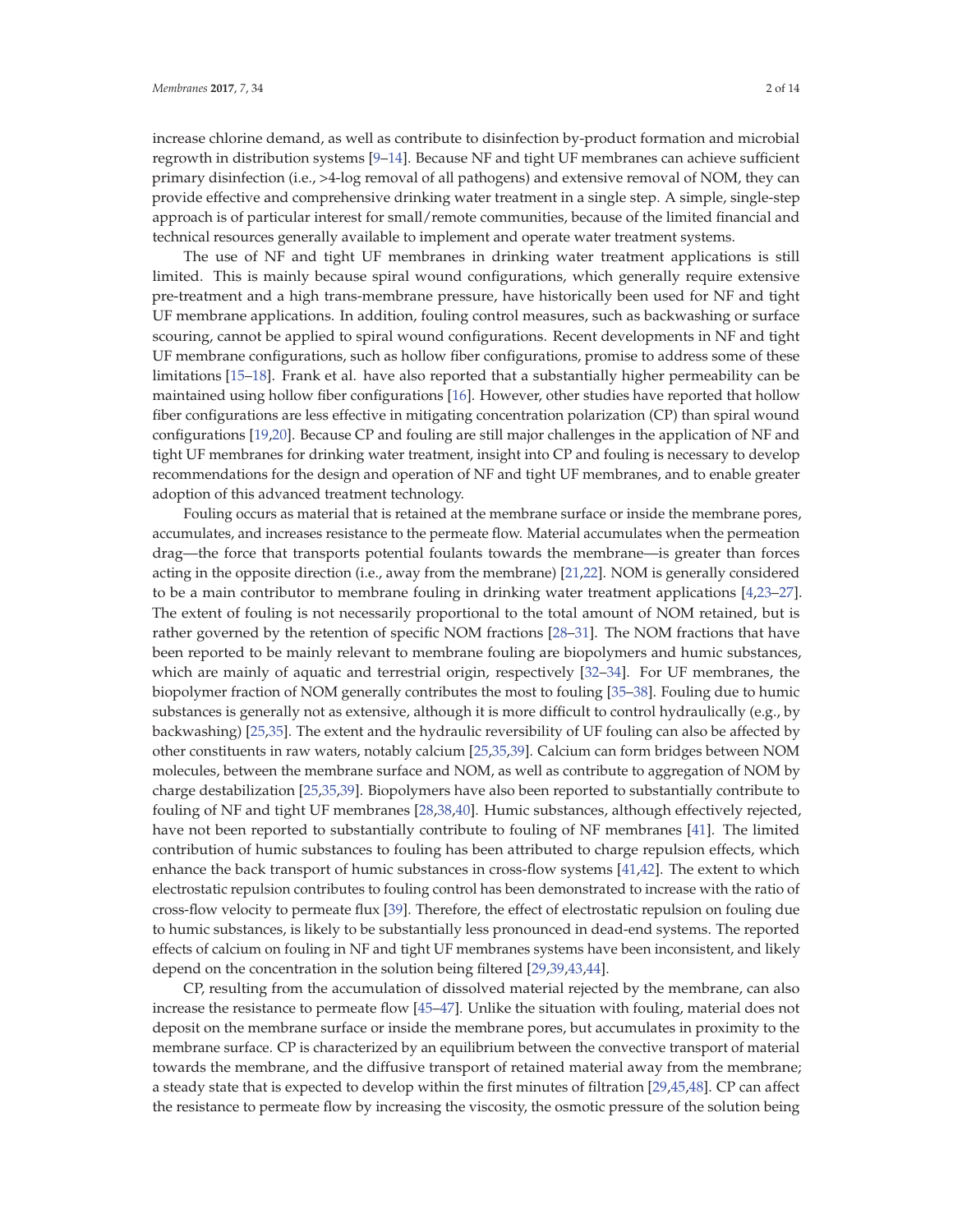increase chlorine demand, as well as contribute to disinfection by-product formation and microbial regrowth in distribution systems [9–14]. Because NF and tight UF membranes can achieve sufficient primary disinfection (i.e., >4-log removal of all pathogens) and extensive removal of NOM, they can provide effective and comprehensive drinking water treatment in a single step. A simple, single-step approach is of particular interest for small/remote communities, because of the limited financial and technical resources generally available to implement and operate water treatment systems.

The use of NF and tight UF membranes in drinking water treatment applications is still limited. This is mainly because spiral wound configurations, which generally require extensive pre-treatment and a high trans-membrane pressure, have historically been used for NF and tight UF membrane applications. In addition, fouling control measures, such as backwashing or surface scouring, cannot be applied to spiral wound configurations. Recent developments in NF and tight UF membrane configurations, such as hollow fiber configurations, promise to address some of these limitations [15–18]. Frank et al. have also reported that a substantially higher permeability can be maintained using hollow fiber configurations [16]. However, other studies have reported that hollow fiber configurations are less effective in mitigating concentration polarization (CP) than spiral wound configurations [19,20]. Because CP and fouling are still major challenges in the application of NF and tight UF membranes for drinking water treatment, insight into CP and fouling is necessary to develop recommendations for the design and operation of NF and tight UF membranes, and to enable greater adoption of this advanced treatment technology.

Fouling occurs as material that is retained at the membrane surface or inside the membrane pores, accumulates, and increases resistance to the permeate flow. Material accumulates when the permeation drag—the force that transports potential foulants towards the membrane—is greater than forces acting in the opposite direction (i.e., away from the membrane) [21,22]. NOM is generally considered to be a main contributor to membrane fouling in drinking water treatment applications [4,23–27]. The extent of fouling is not necessarily proportional to the total amount of NOM retained, but is rather governed by the retention of specific NOM fractions [28–31]. The NOM fractions that have been reported to be mainly relevant to membrane fouling are biopolymers and humic substances, which are mainly of aquatic and terrestrial origin, respectively [32–34]. For UF membranes, the biopolymer fraction of NOM generally contributes the most to fouling [35–38]. Fouling due to humic substances is generally not as extensive, although it is more difficult to control hydraulically (e.g., by backwashing) [25,35]. The extent and the hydraulic reversibility of UF fouling can also be affected by other constituents in raw waters, notably calcium [25,35,39]. Calcium can form bridges between NOM molecules, between the membrane surface and NOM, as well as contribute to aggregation of NOM by charge destabilization [25,35,39]. Biopolymers have also been reported to substantially contribute to fouling of NF and tight UF membranes [28,38,40]. Humic substances, although effectively rejected, have not been reported to substantially contribute to fouling of NF membranes [41]. The limited contribution of humic substances to fouling has been attributed to charge repulsion effects, which enhance the back transport of humic substances in cross-flow systems [41,42]. The extent to which electrostatic repulsion contributes to fouling control has been demonstrated to increase with the ratio of cross-flow velocity to permeate flux [39]. Therefore, the effect of electrostatic repulsion on fouling due to humic substances, is likely to be substantially less pronounced in dead-end systems. The reported effects of calcium on fouling in NF and tight UF membranes systems have been inconsistent, and likely depend on the concentration in the solution being filtered [29,39,43,44].

CP, resulting from the accumulation of dissolved material rejected by the membrane, can also increase the resistance to permeate flow [45–47]. Unlike the situation with fouling, material does not deposit on the membrane surface or inside the membrane pores, but accumulates in proximity to the membrane surface. CP is characterized by an equilibrium between the convective transport of material towards the membrane, and the diffusive transport of retained material away from the membrane; a steady state that is expected to develop within the first minutes of filtration [29,45,48]. CP can affect the resistance to permeate flow by increasing the viscosity, the osmotic pressure of the solution being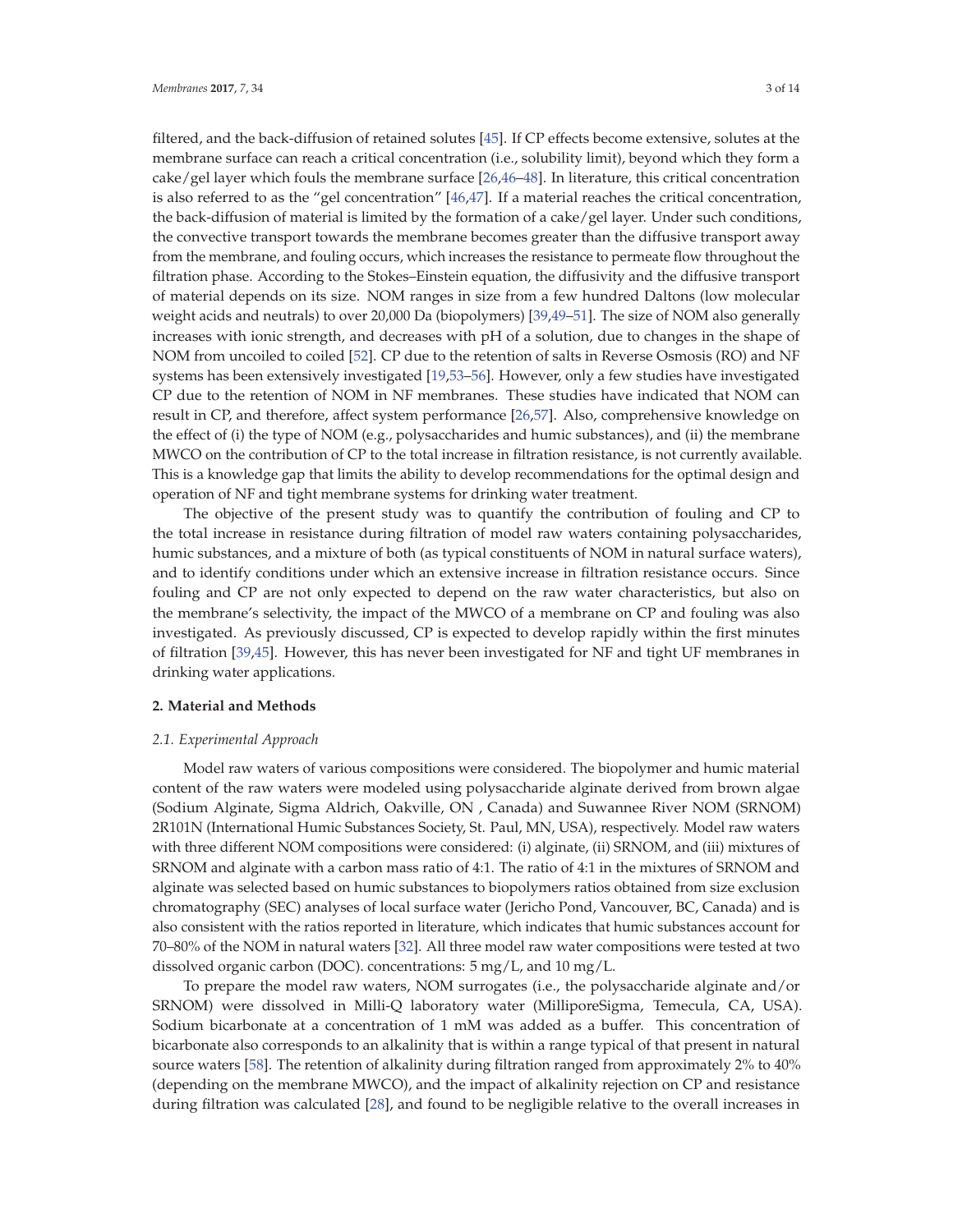filtered, and the back-diffusion of retained solutes [45]. If CP effects become extensive, solutes at the membrane surface can reach a critical concentration (i.e., solubility limit), beyond which they form a cake/gel layer which fouls the membrane surface [26,46–48]. In literature, this critical concentration is also referred to as the "gel concentration" [46,47]. If a material reaches the critical concentration, the back-diffusion of material is limited by the formation of a cake/gel layer. Under such conditions, the convective transport towards the membrane becomes greater than the diffusive transport away from the membrane, and fouling occurs, which increases the resistance to permeate flow throughout the filtration phase. According to the Stokes–Einstein equation, the diffusivity and the diffusive transport of material depends on its size. NOM ranges in size from a few hundred Daltons (low molecular weight acids and neutrals) to over 20,000 Da (biopolymers) [39,49–51]. The size of NOM also generally increases with ionic strength, and decreases with pH of a solution, due to changes in the shape of NOM from uncoiled to coiled [52]. CP due to the retention of salts in Reverse Osmosis (RO) and NF systems has been extensively investigated [19,53–56]. However, only a few studies have investigated CP due to the retention of NOM in NF membranes. These studies have indicated that NOM can result in CP, and therefore, affect system performance [26,57]. Also, comprehensive knowledge on the effect of (i) the type of NOM (e.g., polysaccharides and humic substances), and (ii) the membrane MWCO on the contribution of CP to the total increase in filtration resistance, is not currently available. This is a knowledge gap that limits the ability to develop recommendations for the optimal design and operation of NF and tight membrane systems for drinking water treatment.

The objective of the present study was to quantify the contribution of fouling and CP to the total increase in resistance during filtration of model raw waters containing polysaccharides, humic substances, and a mixture of both (as typical constituents of NOM in natural surface waters), and to identify conditions under which an extensive increase in filtration resistance occurs. Since fouling and CP are not only expected to depend on the raw water characteristics, but also on the membrane's selectivity, the impact of the MWCO of a membrane on CP and fouling was also investigated. As previously discussed, CP is expected to develop rapidly within the first minutes of filtration [39,45]. However, this has never been investigated for NF and tight UF membranes in drinking water applications.

## 2. Material and Methods

### *2.1. Experimental Approach*

Model raw waters of various compositions were considered. The biopolymer and humic material content of the raw waters were modeled using polysaccharide alginate derived from brown algae (Sodium Alginate, Sigma Aldrich, Oakville, ON , Canada) and Suwannee River NOM (SRNOM) 2R101N (International Humic Substances Society, St. Paul, MN, USA), respectively. Model raw waters with three different NOM compositions were considered: (i) alginate, (ii) SRNOM, and (iii) mixtures of SRNOM and alginate with a carbon mass ratio of 4:1. The ratio of 4:1 in the mixtures of SRNOM and alginate was selected based on humic substances to biopolymers ratios obtained from size exclusion chromatography (SEC) analyses of local surface water (Jericho Pond, Vancouver, BC, Canada) and is also consistent with the ratios reported in literature, which indicates that humic substances account for 70–80% of the NOM in natural waters [32]. All three model raw water compositions were tested at two dissolved organic carbon (DOC). concentrations: 5 mg/L, and 10 mg/L.

To prepare the model raw waters, NOM surrogates (i.e., the polysaccharide alginate and/or SRNOM) were dissolved in Milli-Q laboratory water (MilliporeSigma, Temecula, CA, USA). Sodium bicarbonate at a concentration of 1 mM was added as a buffer. This concentration of bicarbonate also corresponds to an alkalinity that is within a range typical of that present in natural source waters [58]. The retention of alkalinity during filtration ranged from approximately 2% to 40% (depending on the membrane MWCO), and the impact of alkalinity rejection on CP and resistance during filtration was calculated [28], and found to be negligible relative to the overall increases in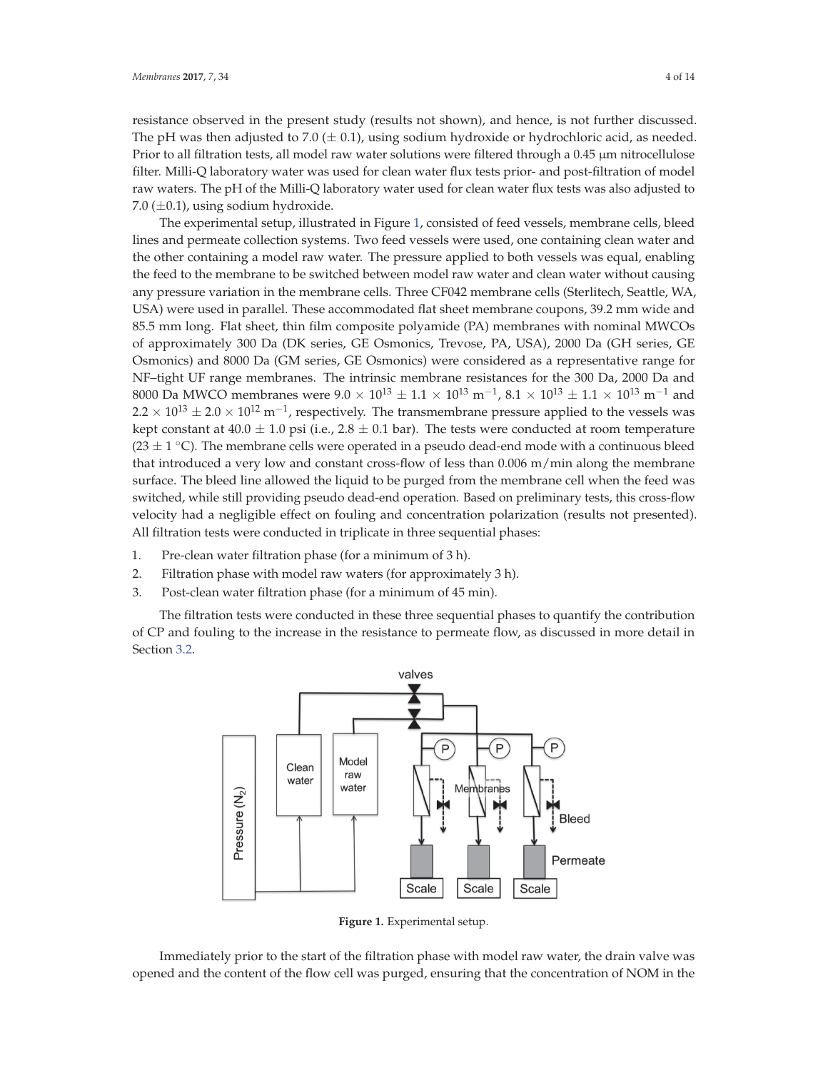resistance observed in the present study (results not shown), and hence, is not further discussed. The pH was then adjusted to 7.0 ($\pm$ 0.1), using sodium hydroxide or hydrochloric acid, as needed. Prior to all filtration tests, all model raw water solutions were filtered through a 0.45 μm nitrocellulose filter. Milli-Q laboratory water was used for clean water flux tests prior- and post-filtration of model raw waters. The pH of the Milli-Q laboratory water used for clean water flux tests was also adjusted to 7.0 ($\pm$0.1), using sodium hydroxide.

The experimental setup, illustrated in Figure 1, consisted of feed vessels, membrane cells, bleed lines and permeate collection systems. Two feed vessels were used, one containing clean water and the other containing a model raw water. The pressure applied to both vessels was equal, enabling the feed to the membrane to be switched between model raw water and clean water without causing any pressure variation in the membrane cells. Three CF042 membrane cells (Sterlitech, Seattle, WA, USA) were used in parallel. These accommodated flat sheet membrane coupons, 39.2 mm wide and 85.5 mm long. Flat sheet, thin film composite polyamide (PA) membranes with nominal MWCOs of approximately 300 Da (DK series, GE Osmonics, Trevose, PA, USA), 2000 Da (GH series, GE Osmonics) and 8000 Da (GM series, GE Osmonics) were considered as a representative range for NF–tight UF range membranes. The intrinsic membrane resistances for the 300 Da, 2000 Da and 8000 Da MWCO membranes were $9.0 \times 10^{13} \pm 1.1 \times 10^{13}$ m$^{-1}$, $8.1 \times 10^{13} \pm 1.1 \times 10^{13}$ m$^{-1}$ and $2.2 \times 10^{13} \pm 2.0 \times 10^{12}$ m$^{-1}$, respectively. The transmembrane pressure applied to the vessels was kept constant at 40.0 $\pm$ 1.0 psi (i.e., 2.8 $\pm$ 0.1 bar). The tests were conducted at room temperature (23 $\pm$ 1 °C). The membrane cells were operated in a pseudo dead-end mode with a continuous bleed that introduced a very low and constant cross-flow of less than 0.006 m/min along the membrane surface. The bleed line allowed the liquid to be purged from the membrane cell when the feed was switched, while still providing pseudo dead-end operation. Based on preliminary tests, this cross-flow velocity had a negligible effect on fouling and concentration polarization (results not presented). All filtration tests were conducted in triplicate in three sequential phases:

1. Pre-clean water filtration phase (for a minimum of 3 h).
2. Filtration phase with model raw waters (for approximately 3 h).
3. Post-clean water filtration phase (for a minimum of 45 min).

The filtration tests were conducted in these three sequential phases to quantify the contribution of CP and fouling to the increase in the resistance to permeate flow, as discussed in more detail in Section 3.2.

**Figure 1.** Experimental setup.

Immediately prior to the start of the filtration phase with model raw water, the drain valve was opened and the content of the flow cell was purged, ensuring that the concentration of NOM in the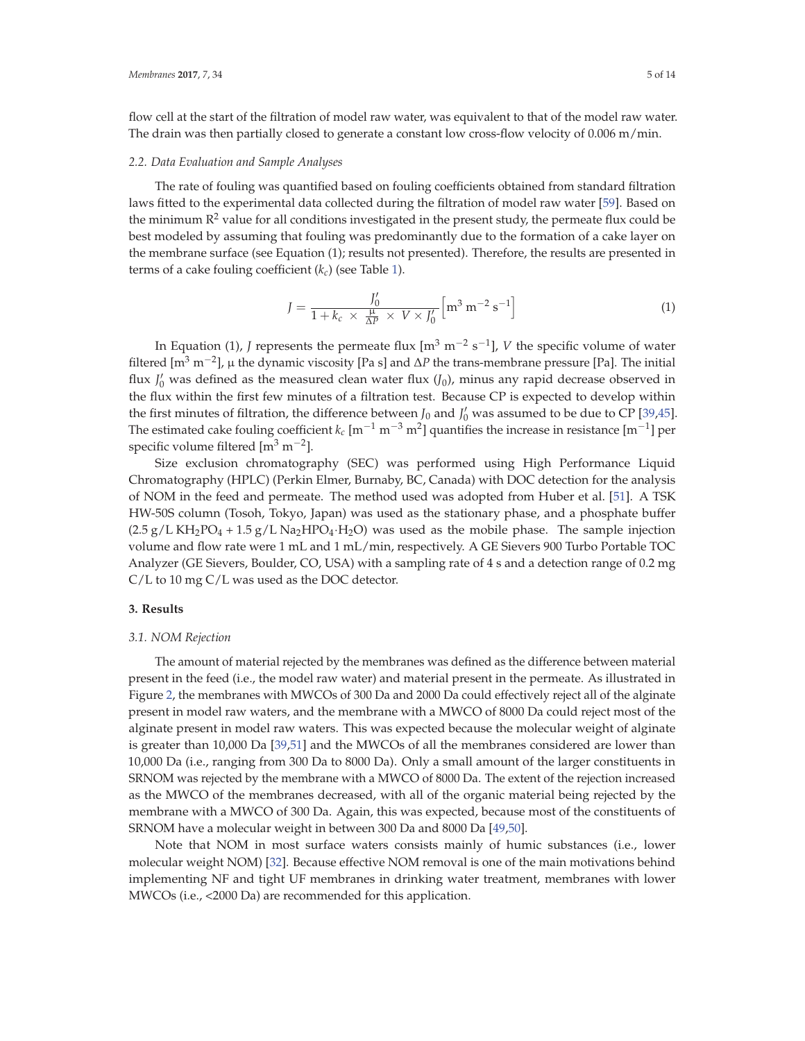flow cell at the start of the filtration of model raw water, was equivalent to that of the model raw water. The drain was then partially closed to generate a constant low cross-flow velocity of 0.006 m/min.

### 2.2. Data Evaluation and Sample Analyses

The rate of fouling was quantified based on fouling coefficients obtained from standard filtration laws fitted to the experimental data collected during the filtration of model raw water [59]. Based on the minimum $R^2$ value for all conditions investigated in the present study, the permeate flux could be best modeled by assuming that fouling was predominantly due to the formation of a cake layer on the membrane surface (see Equation (1); results not presented). Therefore, the results are presented in terms of a cake fouling coefficient ($k_c$) (see Table 1).

$$J = \frac{J'_0}{1 + k_c \times \frac{\mu}{\Delta P} \times V \times J'_0} \left[\mathrm{m^3\ m^{-2}\ s^{-1}}\right] \tag{1}$$

In Equation (1), $J$ represents the permeate flux [$\mathrm{m^3\ m^{-2}\ s^{-1}}$], $V$ the specific volume of water filtered [$\mathrm{m^3\ m^{-2}}$], μ the dynamic viscosity [Pa s] and $\Delta P$ the trans-membrane pressure [Pa]. The initial flux $J'_0$ was defined as the measured clean water flux ($J_0$), minus any rapid decrease observed in the flux within the first few minutes of a filtration test. Because CP is expected to develop within the first minutes of filtration, the difference between $J_0$ and $J'_0$ was assumed to be due to CP [39,45]. The estimated cake fouling coefficient $k_c$ [$\mathrm{m^{-1}\ m^{-3}\ m^2}$] quantifies the increase in resistance [$\mathrm{m^{-1}}$] per specific volume filtered [$\mathrm{m^3\ m^{-2}}$].

Size exclusion chromatography (SEC) was performed using High Performance Liquid Chromatography (HPLC) (Perkin Elmer, Burnaby, BC, Canada) with DOC detection for the analysis of NOM in the feed and permeate. The method used was adopted from Huber et al. [51]. A TSK HW-50S column (Tosoh, Tokyo, Japan) was used as the stationary phase, and a phosphate buffer (2.5 g/L $KH_2PO_4$ + 1.5 g/L $Na_2HPO_4 \cdot H_2O$) was used as the mobile phase. The sample injection volume and flow rate were 1 mL and 1 mL/min, respectively. A GE Sievers 900 Turbo Portable TOC Analyzer (GE Sievers, Boulder, CO, USA) with a sampling rate of 4 s and a detection range of 0.2 mg C/L to 10 mg C/L was used as the DOC detector.

## 3. Results

### 3.1. NOM Rejection

The amount of material rejected by the membranes was defined as the difference between material present in the feed (i.e., the model raw water) and material present in the permeate. As illustrated in Figure 2, the membranes with MWCOs of 300 Da and 2000 Da could effectively reject all of the alginate present in model raw waters, and the membrane with a MWCO of 8000 Da could reject most of the alginate present in model raw waters. This was expected because the molecular weight of alginate is greater than 10,000 Da [39,51] and the MWCOs of all the membranes considered are lower than 10,000 Da (i.e., ranging from 300 Da to 8000 Da). Only a small amount of the larger constituents in SRNOM was rejected by the membrane with a MWCO of 8000 Da. The extent of the rejection increased as the MWCO of the membranes decreased, with all of the organic material being rejected by the membrane with a MWCO of 300 Da. Again, this was expected, because most of the constituents of SRNOM have a molecular weight in between 300 Da and 8000 Da [49,50].

Note that NOM in most surface waters consists mainly of humic substances (i.e., lower molecular weight NOM) [32]. Because effective NOM removal is one of the main motivations behind implementing NF and tight UF membranes in drinking water treatment, membranes with lower MWCOs (i.e., <2000 Da) are recommended for this application.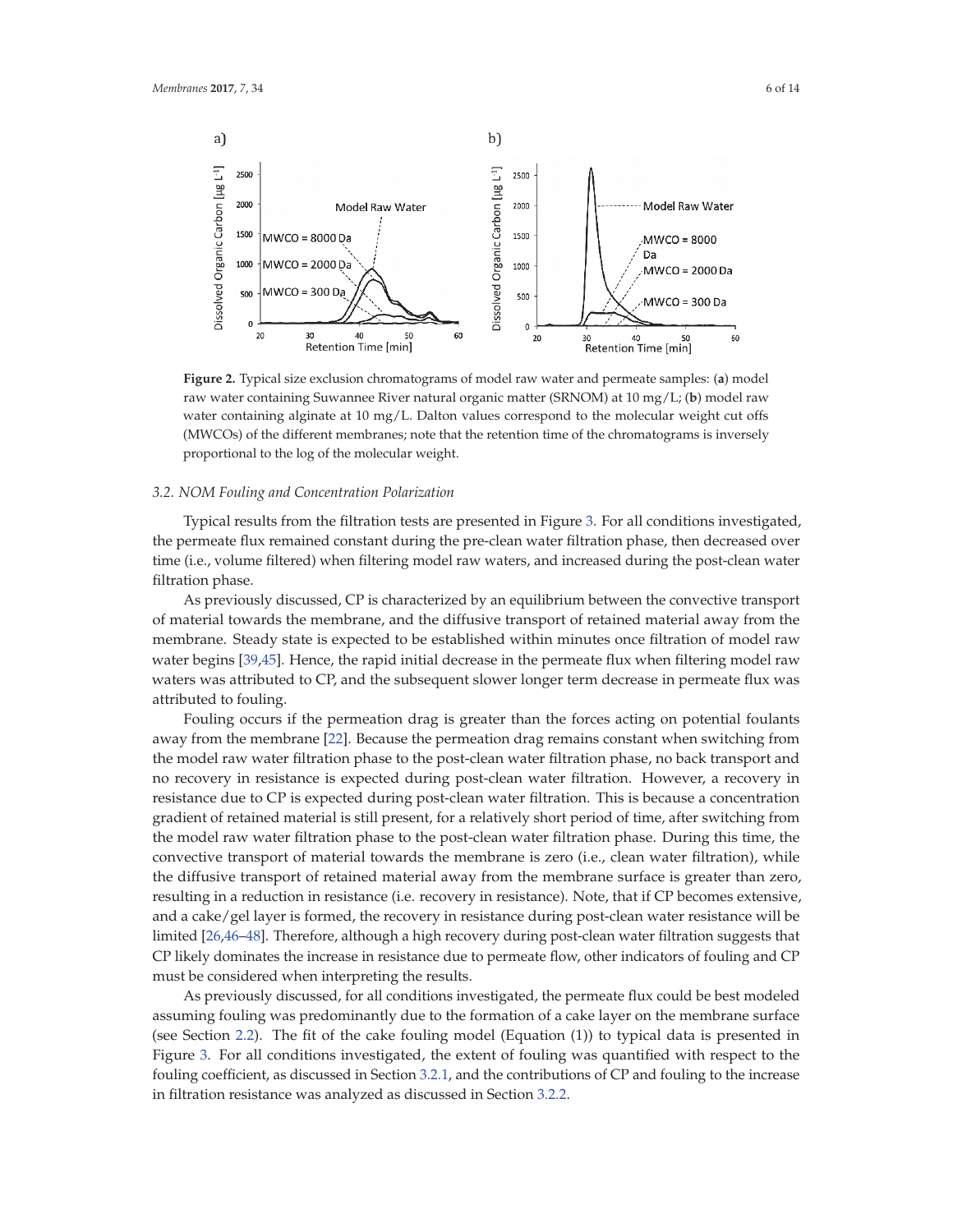**Figure 2.** Typical size exclusion chromatograms of model raw water and permeate samples: (**a**) model raw water containing Suwannee River natural organic matter (SRNOM) at 10 mg/L; (**b**) model raw water containing alginate at 10 mg/L. Dalton values correspond to the molecular weight cut offs (MWCOs) of the different membranes; note that the retention time of the chromatograms is inversely proportional to the log of the molecular weight.

### *3.2. NOM Fouling and Concentration Polarization*

Typical results from the filtration tests are presented in Figure 3. For all conditions investigated, the permeate flux remained constant during the pre-clean water filtration phase, then decreased over time (i.e., volume filtered) when filtering model raw waters, and increased during the post-clean water filtration phase.

As previously discussed, CP is characterized by an equilibrium between the convective transport of material towards the membrane, and the diffusive transport of retained material away from the membrane. Steady state is expected to be established within minutes once filtration of model raw water begins [39,45]. Hence, the rapid initial decrease in the permeate flux when filtering model raw waters was attributed to CP, and the subsequent slower longer term decrease in permeate flux was attributed to fouling.

Fouling occurs if the permeation drag is greater than the forces acting on potential foulants away from the membrane [22]. Because the permeation drag remains constant when switching from the model raw water filtration phase to the post-clean water filtration phase, no back transport and no recovery in resistance is expected during post-clean water filtration. However, a recovery in resistance due to CP is expected during post-clean water filtration. This is because a concentration gradient of retained material is still present, for a relatively short period of time, after switching from the model raw water filtration phase to the post-clean water filtration phase. During this time, the convective transport of material towards the membrane is zero (i.e., clean water filtration), while the diffusive transport of retained material away from the membrane surface is greater than zero, resulting in a reduction in resistance (i.e. recovery in resistance). Note, that if CP becomes extensive, and a cake/gel layer is formed, the recovery in resistance during post-clean water resistance will be limited [26,46–48]. Therefore, although a high recovery during post-clean water filtration suggests that CP likely dominates the increase in resistance due to permeate flow, other indicators of fouling and CP must be considered when interpreting the results.

As previously discussed, for all conditions investigated, the permeate flux could be best modeled assuming fouling was predominantly due to the formation of a cake layer on the membrane surface (see Section 2.2). The fit of the cake fouling model (Equation (1)) to typical data is presented in Figure 3. For all conditions investigated, the extent of fouling was quantified with respect to the fouling coefficient, as discussed in Section 3.2.1, and the contributions of CP and fouling to the increase in filtration resistance was analyzed as discussed in Section 3.2.2.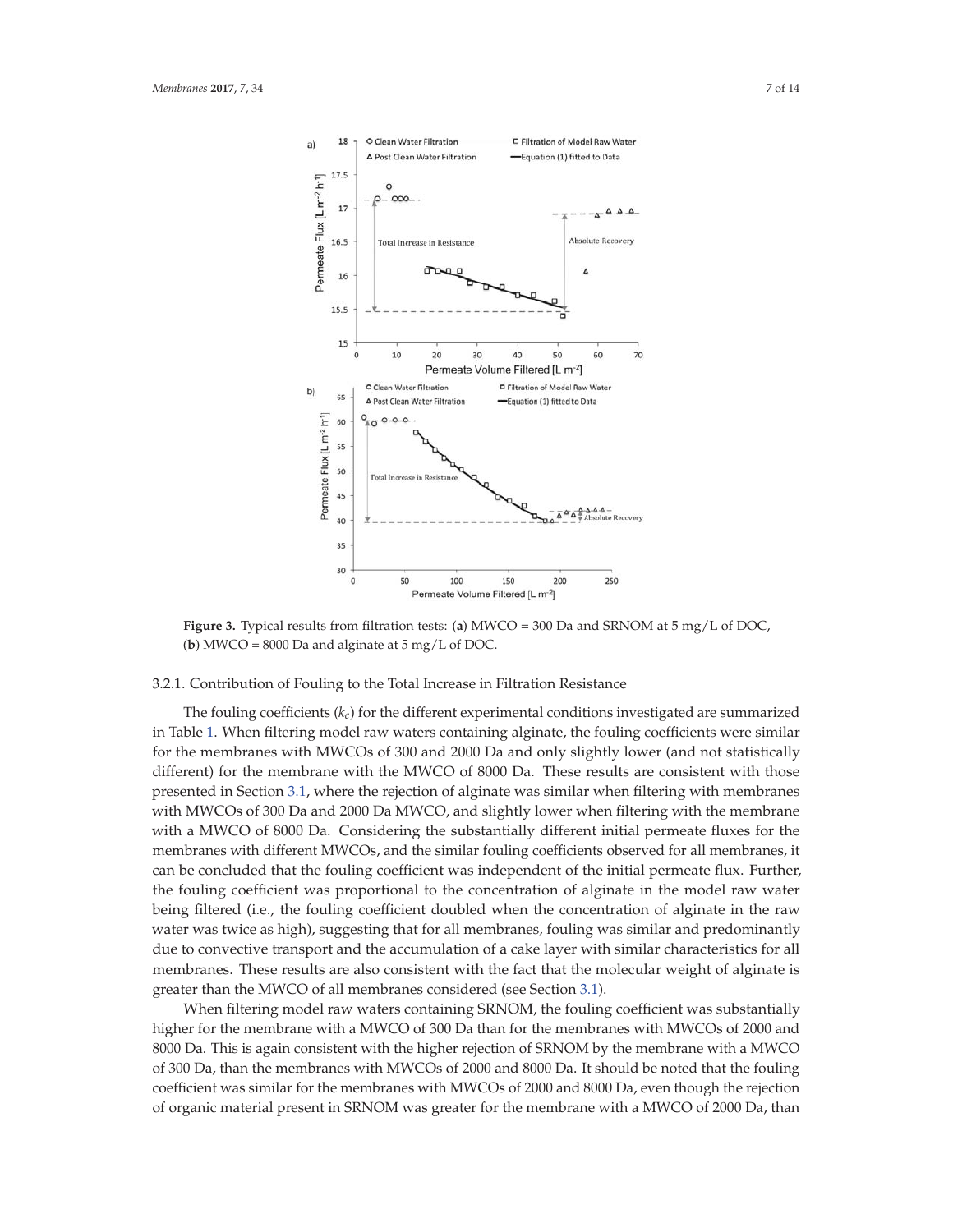**Figure 3.** Typical results from filtration tests: (**a**) MWCO = 300 Da and SRNOM at 5 mg/L of DOC, (**b**) MWCO = 8000 Da and alginate at 5 mg/L of DOC.

#### 3.2.1. Contribution of Fouling to the Total Increase in Filtration Resistance

The fouling coefficients ($k_c$) for the different experimental conditions investigated are summarized in Table 1. When filtering model raw waters containing alginate, the fouling coefficients were similar for the membranes with MWCOs of 300 and 2000 Da and only slightly lower (and not statistically different) for the membrane with the MWCO of 8000 Da. These results are consistent with those presented in Section 3.1, where the rejection of alginate was similar when filtering with membranes with MWCOs of 300 Da and 2000 Da MWCO, and slightly lower when filtering with the membrane with a MWCO of 8000 Da. Considering the substantially different initial permeate fluxes for the membranes with different MWCOs, and the similar fouling coefficients observed for all membranes, it can be concluded that the fouling coefficient was independent of the initial permeate flux. Further, the fouling coefficient was proportional to the concentration of alginate in the model raw water being filtered (i.e., the fouling coefficient doubled when the concentration of alginate in the raw water was twice as high), suggesting that for all membranes, fouling was similar and predominantly due to convective transport and the accumulation of a cake layer with similar characteristics for all membranes. These results are also consistent with the fact that the molecular weight of alginate is greater than the MWCO of all membranes considered (see Section 3.1).

When filtering model raw waters containing SRNOM, the fouling coefficient was substantially higher for the membrane with a MWCO of 300 Da than for the membranes with MWCOs of 2000 and 8000 Da. This is again consistent with the higher rejection of SRNOM by the membrane with a MWCO of 300 Da, than the membranes with MWCOs of 2000 and 8000 Da. It should be noted that the fouling coefficient was similar for the membranes with MWCOs of 2000 and 8000 Da, even though the rejection of organic material present in SRNOM was greater for the membrane with a MWCO of 2000 Da, than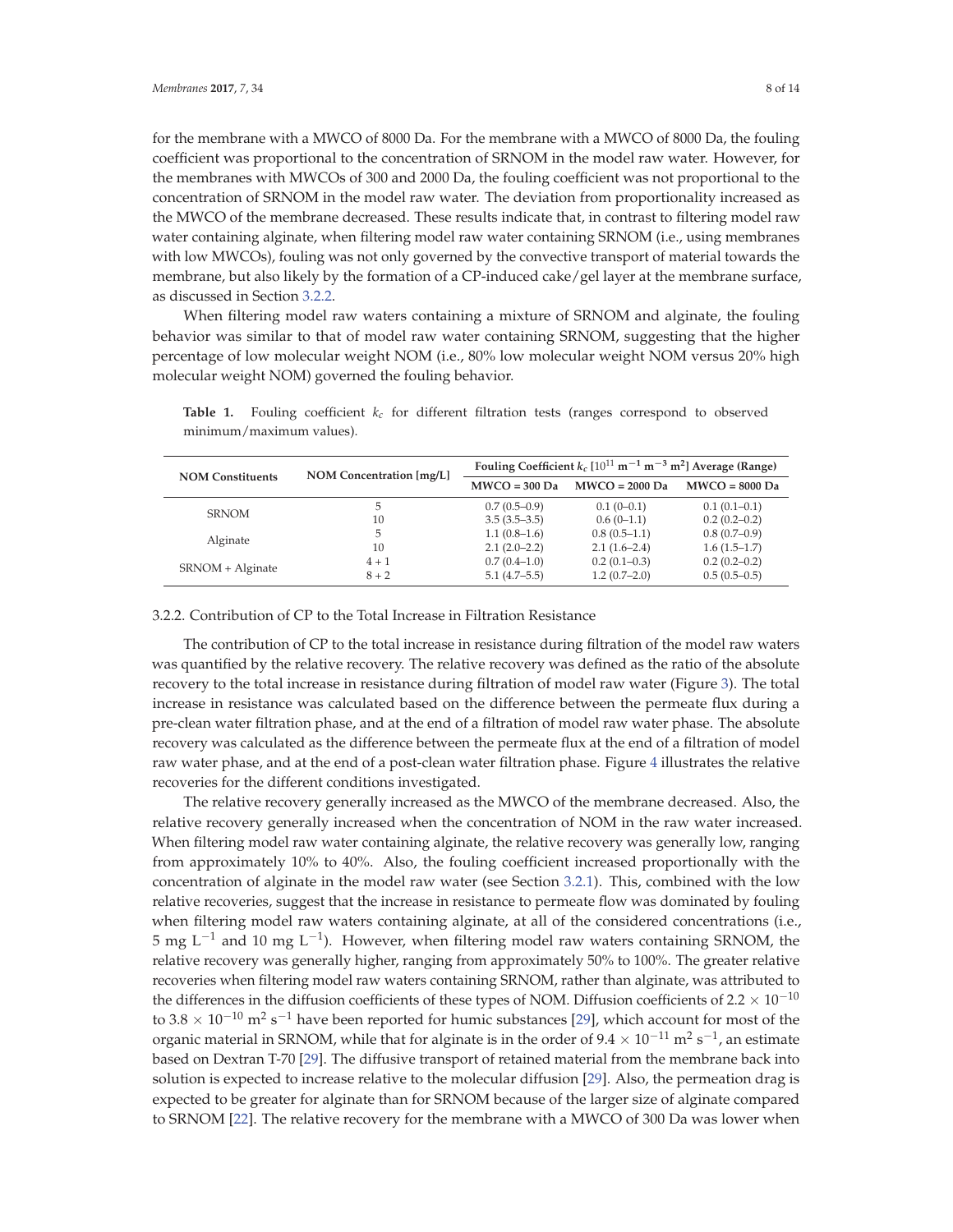for the membrane with a MWCO of 8000 Da. For the membrane with a MWCO of 8000 Da, the fouling coefficient was proportional to the concentration of SRNOM in the model raw water. However, for the membranes with MWCOs of 300 and 2000 Da, the fouling coefficient was not proportional to the concentration of SRNOM in the model raw water. The deviation from proportionality increased as the MWCO of the membrane decreased. These results indicate that, in contrast to filtering model raw water containing alginate, when filtering model raw water containing SRNOM (i.e., using membranes with low MWCOs), fouling was not only governed by the convective transport of material towards the membrane, but also likely by the formation of a CP-induced cake/gel layer at the membrane surface, as discussed in Section 3.2.2.

When filtering model raw waters containing a mixture of SRNOM and alginate, the fouling behavior was similar to that of model raw water containing SRNOM, suggesting that the higher percentage of low molecular weight NOM (i.e., 80% low molecular weight NOM versus 20% high molecular weight NOM) governed the fouling behavior.

**Table 1.** Fouling coefficient $k_c$ for different filtration tests (ranges correspond to observed minimum/maximum values).

| NOM Constituents | NOM Concentration [mg/L] | Fouling Coefficient $k_c$ [$10^{11}$ $m^{-1}$ $m^{-3}$ $m^2$] Average (Range) | | |
|---|---|---|---|---|
| | | MWCO = 300 Da | MWCO = 2000 Da | MWCO = 8000 Da |
| SRNOM | 5 | 0.7 (0.5–0.9) | 0.1 (0–0.1) | 0.1 (0.1–0.1) |
| | 10 | 3.5 (3.5–3.5) | 0.6 (0–1.1) | 0.2 (0.2–0.2) |
| Alginate | 5 | 1.1 (0.8–1.6) | 0.8 (0.5–1.1) | 0.8 (0.7–0.9) |
| | 10 | 2.1 (2.0–2.2) | 2.1 (1.6–2.4) | 1.6 (1.5–1.7) |
| SRNOM + Alginate | 4 + 1 | 0.7 (0.4–1.0) | 0.2 (0.1–0.3) | 0.2 (0.2–0.2) |
| | 8 + 2 | 5.1 (4.7–5.5) | 1.2 (0.7–2.0) | 0.5 (0.5–0.5) |

### 3.2.2. Contribution of CP to the Total Increase in Filtration Resistance

The contribution of CP to the total increase in resistance during filtration of the model raw waters was quantified by the relative recovery. The relative recovery was defined as the ratio of the absolute recovery to the total increase in resistance during filtration of model raw water (Figure 3). The total increase in resistance was calculated based on the difference between the permeate flux during a pre-clean water filtration phase, and at the end of a filtration of model raw water phase. The absolute recovery was calculated as the difference between the permeate flux at the end of a filtration of model raw water phase, and at the end of a post-clean water filtration phase. Figure 4 illustrates the relative recoveries for the different conditions investigated.

The relative recovery generally increased as the MWCO of the membrane decreased. Also, the relative recovery generally increased when the concentration of NOM in the raw water increased. When filtering model raw water containing alginate, the relative recovery was generally low, ranging from approximately 10% to 40%. Also, the fouling coefficient increased proportionally with the concentration of alginate in the model raw water (see Section 3.2.1). This, combined with the low relative recoveries, suggest that the increase in resistance to permeate flow was dominated by fouling when filtering model raw waters containing alginate, at all of the considered concentrations (i.e., 5 mg $L^{-1}$ and 10 mg $L^{-1}$). However, when filtering model raw waters containing SRNOM, the relative recovery was generally higher, ranging from approximately 50% to 100%. The greater relative recoveries when filtering model raw waters containing SRNOM, rather than alginate, was attributed to the differences in the diffusion coefficients of these types of NOM. Diffusion coefficients of $2.2 \times 10^{-10}$ to $3.8 \times 10^{-10}$ $m^2$ $s^{-1}$ have been reported for humic substances [29], which account for most of the organic material in SRNOM, while that for alginate is in the order of $9.4 \times 10^{-11}$ $m^2$ $s^{-1}$, an estimate based on Dextran T-70 [29]. The diffusive transport of retained material from the membrane back into solution is expected to increase relative to the molecular diffusion [29]. Also, the permeation drag is expected to be greater for alginate than for SRNOM because of the larger size of alginate compared to SRNOM [22]. The relative recovery for the membrane with a MWCO of 300 Da was lower when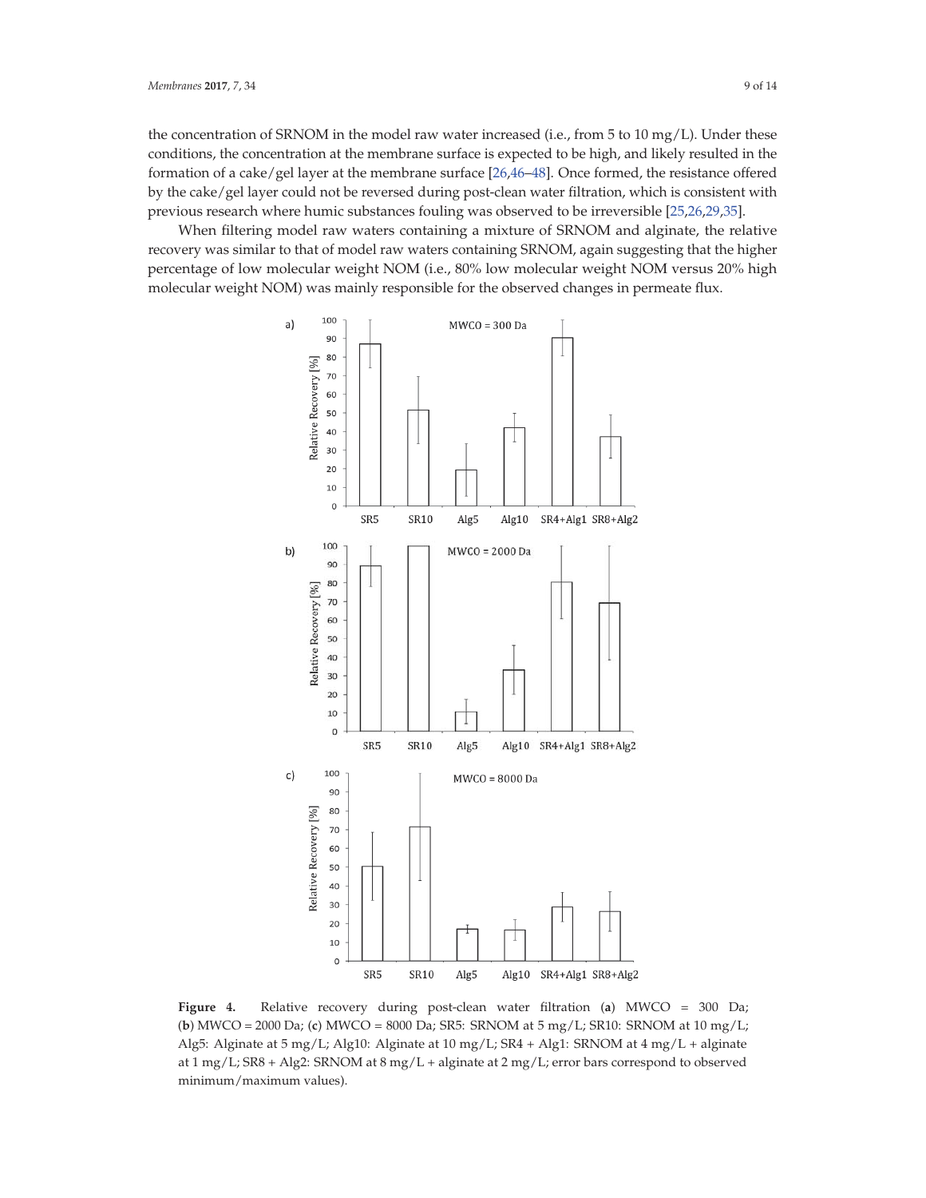the concentration of SRNOM in the model raw water increased (i.e., from 5 to 10 mg/L). Under these conditions, the concentration at the membrane surface is expected to be high, and likely resulted in the formation of a cake/gel layer at the membrane surface [26,46–48]. Once formed, the resistance offered by the cake/gel layer could not be reversed during post-clean water filtration, which is consistent with previous research where humic substances fouling was observed to be irreversible [25,26,29,35].

When filtering model raw waters containing a mixture of SRNOM and alginate, the relative recovery was similar to that of model raw waters containing SRNOM, again suggesting that the higher percentage of low molecular weight NOM (i.e., 80% low molecular weight NOM versus 20% high molecular weight NOM) was mainly responsible for the observed changes in permeate flux.

**Figure 4.** Relative recovery during post-clean water filtration (**a**) MWCO = 300 Da; (**b**) MWCO = 2000 Da; (**c**) MWCO = 8000 Da; SR5: SRNOM at 5 mg/L; SR10: SRNOM at 10 mg/L; Alg5: Alginate at 5 mg/L; Alg10: Alginate at 10 mg/L; SR4 + Alg1: SRNOM at 4 mg/L + alginate at 1 mg/L; SR8 + Alg2: SRNOM at 8 mg/L + alginate at 2 mg/L; error bars correspond to observed minimum/maximum values).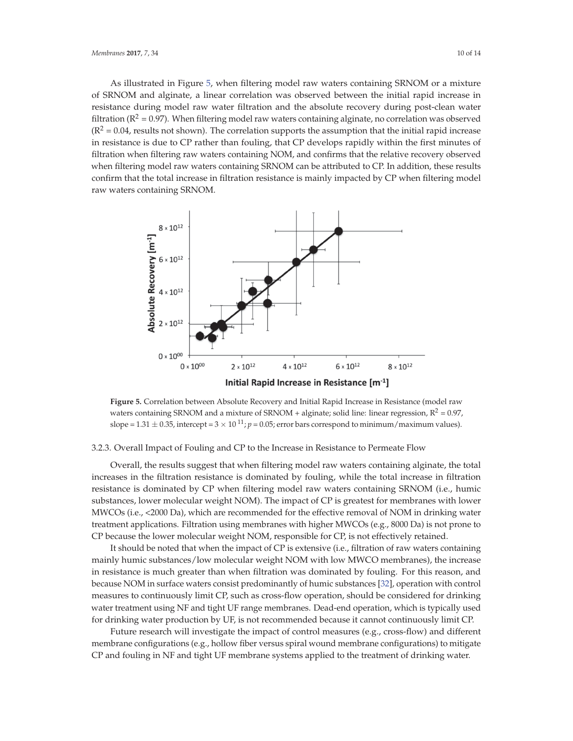As illustrated in Figure 5, when filtering model raw waters containing SRNOM or a mixture of SRNOM and alginate, a linear correlation was observed between the initial rapid increase in resistance during model raw water filtration and the absolute recovery during post-clean water filtration ($R^2 = 0.97$). When filtering model raw waters containing alginate, no correlation was observed ($R^2 = 0.04$, results not shown). The correlation supports the assumption that the initial rapid increase in resistance is due to CP rather than fouling, that CP develops rapidly within the first minutes of filtration when filtering raw waters containing NOM, and confirms that the relative recovery observed when filtering model raw waters containing SRNOM can be attributed to CP. In addition, these results confirm that the total increase in filtration resistance is mainly impacted by CP when filtering model raw waters containing SRNOM.

**Figure 5.** Correlation between Absolute Recovery and Initial Rapid Increase in Resistance (model raw waters containing SRNOM and a mixture of SRNOM + alginate; solid line: linear regression, $R^2 = 0.97$, slope = $1.31 \pm 0.35$, intercept = $3 \times 10^{11}$; $p = 0.05$; error bars correspond to minimum/maximum values).

### 3.2.3. Overall Impact of Fouling and CP to the Increase in Resistance to Permeate Flow

Overall, the results suggest that when filtering model raw waters containing alginate, the total increases in the filtration resistance is dominated by fouling, while the total increase in filtration resistance is dominated by CP when filtering model raw waters containing SRNOM (i.e., humic substances, lower molecular weight NOM). The impact of CP is greatest for membranes with lower MWCOs (i.e., <2000 Da), which are recommended for the effective removal of NOM in drinking water treatment applications. Filtration using membranes with higher MWCOs (e.g., 8000 Da) is not prone to CP because the lower molecular weight NOM, responsible for CP, is not effectively retained.

It should be noted that when the impact of CP is extensive (i.e., filtration of raw waters containing mainly humic substances/low molecular weight NOM with low MWCO membranes), the increase in resistance is much greater than when filtration was dominated by fouling. For this reason, and because NOM in surface waters consist predominantly of humic substances [32], operation with control measures to continuously limit CP, such as cross-flow operation, should be considered for drinking water treatment using NF and tight UF range membranes. Dead-end operation, which is typically used for drinking water production by UF, is not recommended because it cannot continuously limit CP.

Future research will investigate the impact of control measures (e.g., cross-flow) and different membrane configurations (e.g., hollow fiber versus spiral wound membrane configurations) to mitigate CP and fouling in NF and tight UF membrane systems applied to the treatment of drinking water.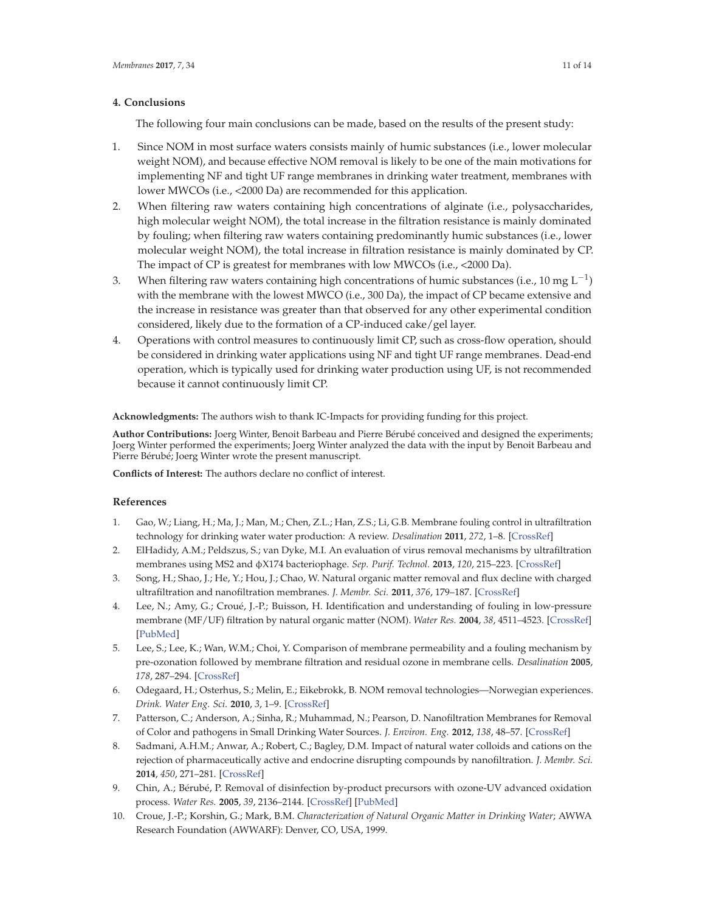## 4. Conclusions

The following four main conclusions can be made, based on the results of the present study:

1. Since NOM in most surface waters consists mainly of humic substances (i.e., lower molecular weight NOM), and because effective NOM removal is likely to be one of the main motivations for implementing NF and tight UF range membranes in drinking water treatment, membranes with lower MWCOs (i.e., <2000 Da) are recommended for this application.
2. When filtering raw waters containing high concentrations of alginate (i.e., polysaccharides, high molecular weight NOM), the total increase in the filtration resistance is mainly dominated by fouling; when filtering raw waters containing predominantly humic substances (i.e., lower molecular weight NOM), the total increase in filtration resistance is mainly dominated by CP. The impact of CP is greatest for membranes with low MWCOs (i.e., <2000 Da).
3. When filtering raw waters containing high concentrations of humic substances (i.e., 10 mg $L^{-1}$) with the membrane with the lowest MWCO (i.e., 300 Da), the impact of CP became extensive and the increase in resistance was greater than that observed for any other experimental condition considered, likely due to the formation of a CP-induced cake/gel layer.
4. Operations with control measures to continuously limit CP, such as cross-flow operation, should be considered in drinking water applications using NF and tight UF range membranes. Dead-end operation, which is typically used for drinking water production using UF, is not recommended because it cannot continuously limit CP.

**Acknowledgments:** The authors wish to thank IC-Impacts for providing funding for this project.

**Author Contributions:** Joerg Winter, Benoit Barbeau and Pierre Bérubé conceived and designed the experiments; Joerg Winter performed the experiments; Joerg Winter analyzed the data with the input by Benoit Barbeau and Pierre Bérubé; Joerg Winter wrote the present manuscript.

**Conflicts of Interest:** The authors declare no conflict of interest.

## References

1. Gao, W.; Liang, H.; Ma, J.; Man, M.; Chen, Z.L.; Han, Z.S.; Li, G.B. Membrane fouling control in ultrafiltration technology for drinking water water production: A review. *Desalination* **2011**, *272*, 1–8. [CrossRef]
2. ElHadidy, A.M.; Peldszus, S.; van Dyke, M.I. An evaluation of virus removal mechanisms by ultrafiltration membranes using MS2 and ϕX174 bacteriophage. *Sep. Purif. Technol.* **2013**, *120*, 215–223. [CrossRef]
3. Song, H.; Shao, J.; He, Y.; Hou, J.; Chao, W. Natural organic matter removal and flux decline with charged ultrafiltration and nanofiltration membranes. *J. Membr. Sci.* **2011**, *376*, 179–187. [CrossRef]
4. Lee, N.; Amy, G.; Croué, J.-P.; Buisson, H. Identification and understanding of fouling in low-pressure membrane (MF/UF) filtration by natural organic matter (NOM). *Water Res.* **2004**, *38*, 4511–4523. [CrossRef] [PubMed]
5. Lee, S.; Lee, K.; Wan, W.M.; Choi, Y. Comparison of membrane permeability and a fouling mechanism by pre-ozonation followed by membrane filtration and residual ozone in membrane cells. *Desalination* **2005**, *178*, 287–294. [CrossRef]
6. Odegaard, H.; Osterhus, S.; Melin, E.; Eikebrokk, B. NOM removal technologies—Norwegian experiences. *Drink. Water Eng. Sci.* **2010**, *3*, 1–9. [CrossRef]
7. Patterson, C.; Anderson, A.; Sinha, R.; Muhammad, N.; Pearson, D. Nanofiltration Membranes for Removal of Color and pathogens in Small Drinking Water Sources. *J. Environ. Eng.* **2012**, *138*, 48–57. [CrossRef]
8. Sadmani, A.H.M.; Anwar, A.; Robert, C.; Bagley, D.M. Impact of natural water colloids and cations on the rejection of pharmaceutically active and endocrine disrupting compounds by nanofiltration. *J. Membr. Sci.* **2014**, *450*, 271–281. [CrossRef]
9. Chin, A.; Bérubé, P. Removal of disinfection by-product precursors with ozone-UV advanced oxidation process. *Water Res.* **2005**, *39*, 2136–2144. [CrossRef] [PubMed]
10. Croue, J.-P.; Korshin, G.; Mark, B.M. *Characterization of Natural Organic Matter in Drinking Water*; AWWA Research Foundation (AWWARF): Denver, CO, USA, 1999.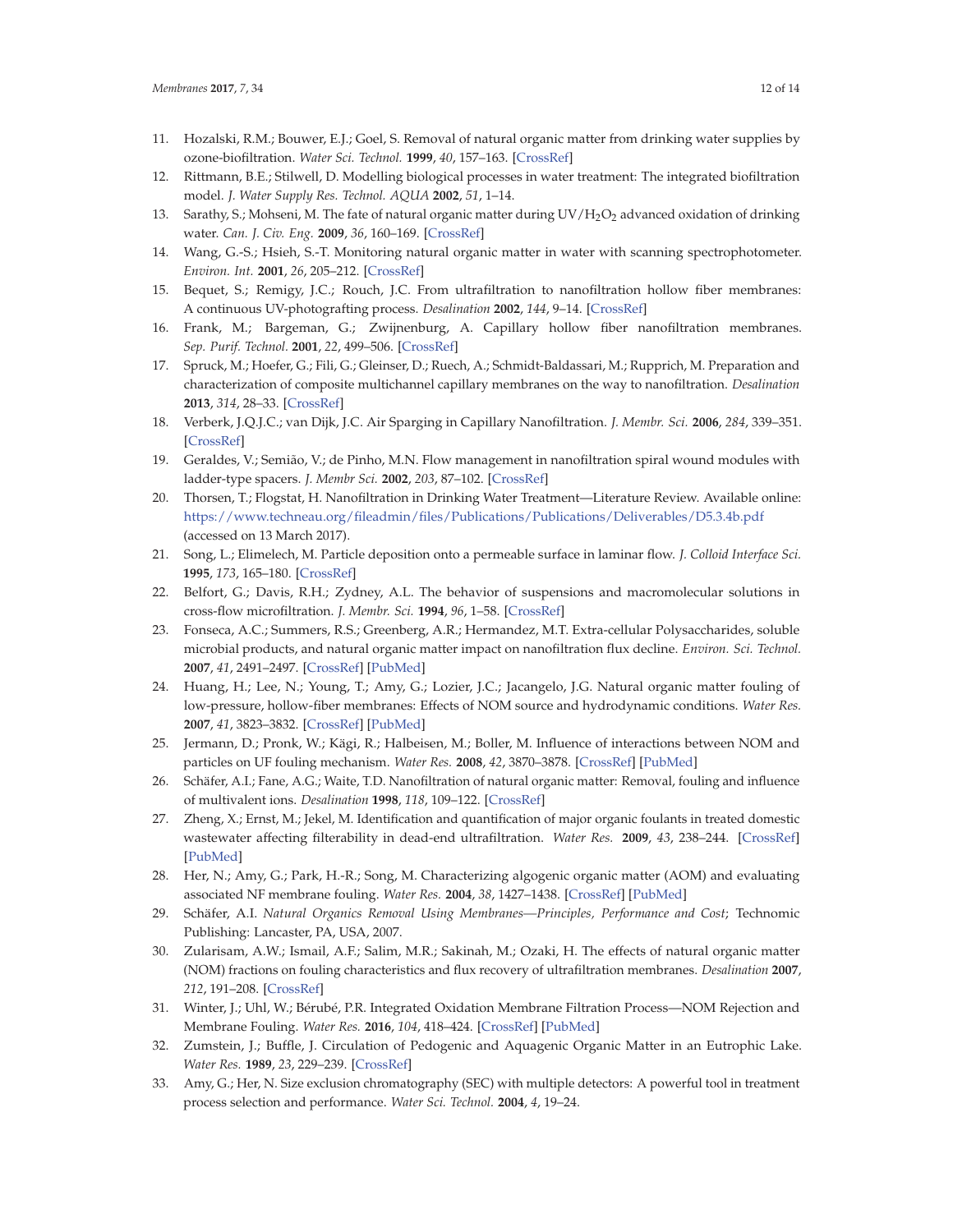11. Hozalski, R.M.; Bouwer, E.J.; Goel, S. Removal of natural organic matter from drinking water supplies by ozone-biofiltration. *Water Sci. Technol.* **1999**, *40*, 157–163. [CrossRef]
12. Rittmann, B.E.; Stilwell, D. Modelling biological processes in water treatment: The integrated biofiltration model. *J. Water Supply Res. Technol. AQUA* **2002**, *51*, 1–14.
13. Sarathy, S.; Mohseni, M. The fate of natural organic matter during UV/$H_2O_2$ advanced oxidation of drinking water. *Can. J. Civ. Eng.* **2009**, *36*, 160–169. [CrossRef]
14. Wang, G.-S.; Hsieh, S.-T. Monitoring natural organic matter in water with scanning spectrophotometer. *Environ. Int.* **2001**, *26*, 205–212. [CrossRef]
15. Bequet, S.; Remigy, J.C.; Rouch, J.C. From ultrafiltration to nanofiltration hollow fiber membranes: A continuous UV-photografting process. *Desalination* **2002**, *144*, 9–14. [CrossRef]
16. Frank, M.; Bargeman, G.; Zwijnenburg, A. Capillary hollow fiber nanofiltration membranes. *Sep. Purif. Technol.* **2001**, *22*, 499–506. [CrossRef]
17. Spruck, M.; Hoefer, G.; Fili, G.; Gleinser, D.; Ruech, A.; Schmidt-Baldassari, M.; Rupprich, M. Preparation and characterization of composite multichannel capillary membranes on the way to nanofiltration. *Desalination* **2013**, *314*, 28–33. [CrossRef]
18. Verberk, J.Q.J.C.; van Dijk, J.C. Air Sparging in Capillary Nanofiltration. *J. Membr. Sci.* **2006**, *284*, 339–351. [CrossRef]
19. Geraldes, V.; Semião, V.; de Pinho, M.N. Flow management in nanofiltration spiral wound modules with ladder-type spacers. *J. Membr Sci.* **2002**, *203*, 87–102. [CrossRef]
20. Thorsen, T.; Flogstat, H. Nanofiltration in Drinking Water Treatment—Literature Review. Available online: https://www.techneau.org/fileadmin/files/Publications/Publications/Deliverables/D5.3.4b.pdf (accessed on 13 March 2017).
21. Song, L.; Elimelech, M. Particle deposition onto a permeable surface in laminar flow. *J. Colloid Interface Sci.* **1995**, *173*, 165–180. [CrossRef]
22. Belfort, G.; Davis, R.H.; Zydney, A.L. The behavior of suspensions and macromolecular solutions in cross-flow microfiltration. *J. Membr. Sci.* **1994**, *96*, 1–58. [CrossRef]
23. Fonseca, A.C.; Summers, R.S.; Greenberg, A.R.; Hermandez, M.T. Extra-cellular Polysaccharides, soluble microbial products, and natural organic matter impact on nanofiltration flux decline. *Environ. Sci. Technol.* **2007**, *41*, 2491–2497. [CrossRef] [PubMed]
24. Huang, H.; Lee, N.; Young, T.; Amy, G.; Lozier, J.C.; Jacangelo, J.G. Natural organic matter fouling of low-pressure, hollow-fiber membranes: Effects of NOM source and hydrodynamic conditions. *Water Res.* **2007**, *41*, 3823–3832. [CrossRef] [PubMed]
25. Jermann, D.; Pronk, W.; Kägi, R.; Halbeisen, M.; Boller, M. Influence of interactions between NOM and particles on UF fouling mechanism. *Water Res.* **2008**, *42*, 3870–3878. [CrossRef] [PubMed]
26. Schäfer, A.I.; Fane, A.G.; Waite, T.D. Nanofiltration of natural organic matter: Removal, fouling and influence of multivalent ions. *Desalination* **1998**, *118*, 109–122. [CrossRef]
27. Zheng, X.; Ernst, M.; Jekel, M. Identification and quantification of major organic foulants in treated domestic wastewater affecting filterability in dead-end ultrafiltration. *Water Res.* **2009**, *43*, 238–244. [CrossRef] [PubMed]
28. Her, N.; Amy, G.; Park, H.-R.; Song, M. Characterizing algogenic organic matter (AOM) and evaluating associated NF membrane fouling. *Water Res.* **2004**, *38*, 1427–1438. [CrossRef] [PubMed]
29. Schäfer, A.I. *Natural Organics Removal Using Membranes—Principles, Performance and Cost*; Technomic Publishing: Lancaster, PA, USA, 2007.
30. Zularisam, A.W.; Ismail, A.F.; Salim, M.R.; Sakinah, M.; Ozaki, H. The effects of natural organic matter (NOM) fractions on fouling characteristics and flux recovery of ultrafiltration membranes. *Desalination* **2007**, *212*, 191–208. [CrossRef]
31. Winter, J.; Uhl, W.; Bérubé, P.R. Integrated Oxidation Membrane Filtration Process—NOM Rejection and Membrane Fouling. *Water Res.* **2016**, *104*, 418–424. [CrossRef] [PubMed]
32. Zumstein, J.; Buffle, J. Circulation of Pedogenic and Aquagenic Organic Matter in an Eutrophic Lake. *Water Res.* **1989**, *23*, 229–239. [CrossRef]
33. Amy, G.; Her, N. Size exclusion chromatography (SEC) with multiple detectors: A powerful tool in treatment process selection and performance. *Water Sci. Technol.* **2004**, *4*, 19–24.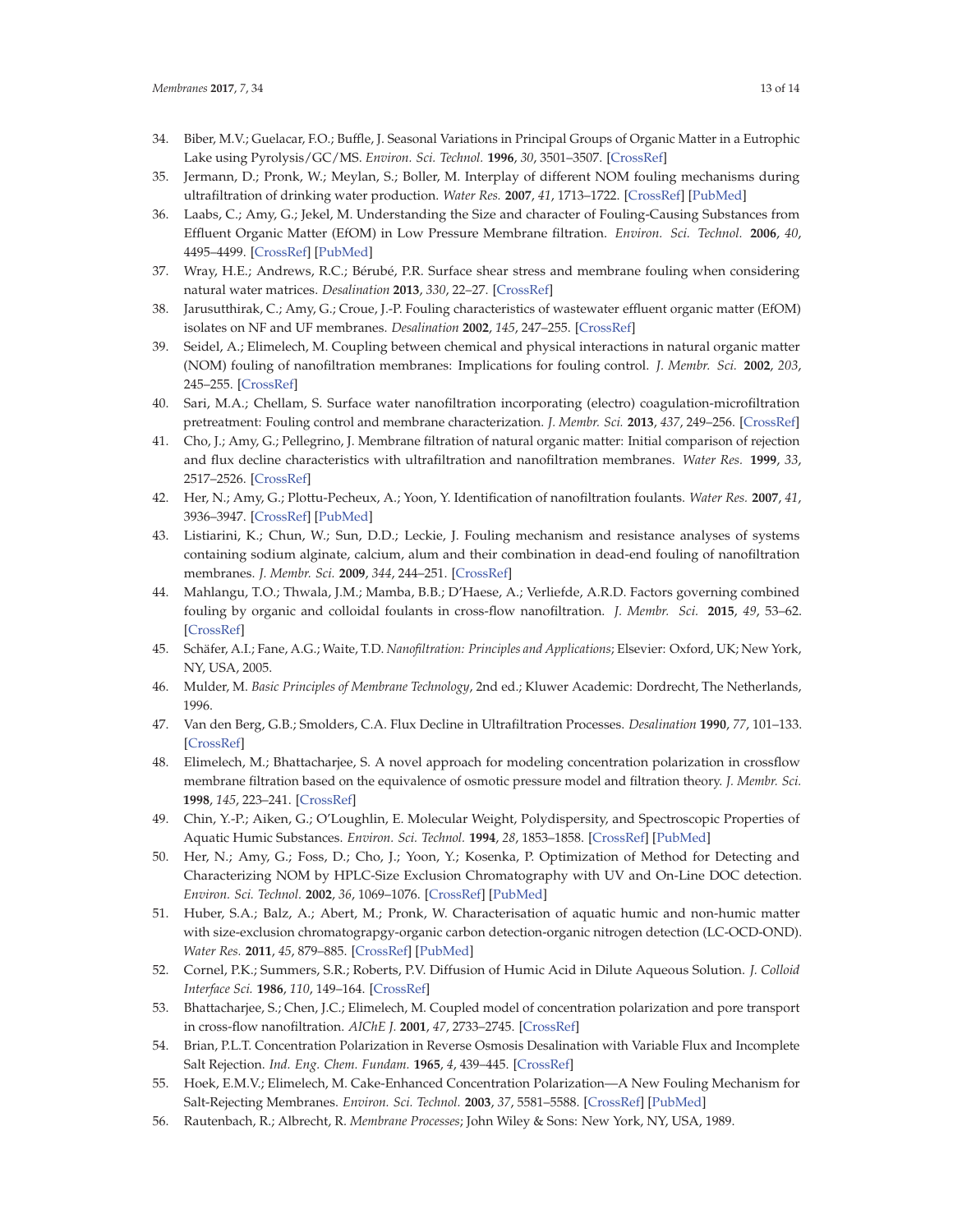34. Biber, M.V.; Guelacar, F.O.; Buffle, J. Seasonal Variations in Principal Groups of Organic Matter in a Eutrophic Lake using Pyrolysis/GC/MS. *Environ. Sci. Technol.* **1996**, *30*, 3501–3507. [CrossRef]
35. Jermann, D.; Pronk, W.; Meylan, S.; Boller, M. Interplay of different NOM fouling mechanisms during ultrafiltration of drinking water production. *Water Res.* **2007**, *41*, 1713–1722. [CrossRef] [PubMed]
36. Laabs, C.; Amy, G.; Jekel, M. Understanding the Size and character of Fouling-Causing Substances from Effluent Organic Matter (EfOM) in Low Pressure Membrane filtration. *Environ. Sci. Technol.* **2006**, *40*, 4495–4499. [CrossRef] [PubMed]
37. Wray, H.E.; Andrews, R.C.; Bérubé, P.R. Surface shear stress and membrane fouling when considering natural water matrices. *Desalination* **2013**, *330*, 22–27. [CrossRef]
38. Jarusutthirak, C.; Amy, G.; Croue, J.-P. Fouling characteristics of wastewater effluent organic matter (EfOM) isolates on NF and UF membranes. *Desalination* **2002**, *145*, 247–255. [CrossRef]
39. Seidel, A.; Elimelech, M. Coupling between chemical and physical interactions in natural organic matter (NOM) fouling of nanofiltration membranes: Implications for fouling control. *J. Membr. Sci.* **2002**, *203*, 245–255. [CrossRef]
40. Sari, M.A.; Chellam, S. Surface water nanofiltration incorporating (electro) coagulation-microfiltration pretreatment: Fouling control and membrane characterization. *J. Membr. Sci.* **2013**, *437*, 249–256. [CrossRef]
41. Cho, J.; Amy, G.; Pellegrino, J. Membrane filtration of natural organic matter: Initial comparison of rejection and flux decline characteristics with ultrafiltration and nanofiltration membranes. *Water Res.* **1999**, *33*, 2517–2526. [CrossRef]
42. Her, N.; Amy, G.; Plottu-Pecheux, A.; Yoon, Y. Identification of nanofiltration foulants. *Water Res.* **2007**, *41*, 3936–3947. [CrossRef] [PubMed]
43. Listiarini, K.; Chun, W.; Sun, D.D.; Leckie, J. Fouling mechanism and resistance analyses of systems containing sodium alginate, calcium, alum and their combination in dead-end fouling of nanofiltration membranes. *J. Membr. Sci.* **2009**, *344*, 244–251. [CrossRef]
44. Mahlangu, T.O.; Thwala, J.M.; Mamba, B.B.; D'Haese, A.; Verliefde, A.R.D. Factors governing combined fouling by organic and colloidal foulants in cross-flow nanofiltration. *J. Membr. Sci.* **2015**, *49*, 53–62. [CrossRef]
45. Schäfer, A.I.; Fane, A.G.; Waite, T.D. *Nanofiltration: Principles and Applications*; Elsevier: Oxford, UK; New York, NY, USA, 2005.
46. Mulder, M. *Basic Principles of Membrane Technology*, 2nd ed.; Kluwer Academic: Dordrecht, The Netherlands, 1996.
47. Van den Berg, G.B.; Smolders, C.A. Flux Decline in Ultrafiltration Processes. *Desalination* **1990**, *77*, 101–133. [CrossRef]
48. Elimelech, M.; Bhattacharjee, S. A novel approach for modeling concentration polarization in crossflow membrane filtration based on the equivalence of osmotic pressure model and filtration theory. *J. Membr. Sci.* **1998**, *145*, 223–241. [CrossRef]
49. Chin, Y.-P.; Aiken, G.; O'Loughlin, E. Molecular Weight, Polydispersity, and Spectroscopic Properties of Aquatic Humic Substances. *Environ. Sci. Technol.* **1994**, *28*, 1853–1858. [CrossRef] [PubMed]
50. Her, N.; Amy, G.; Foss, D.; Cho, J.; Yoon, Y.; Kosenka, P. Optimization of Method for Detecting and Characterizing NOM by HPLC-Size Exclusion Chromatography with UV and On-Line DOC detection. *Environ. Sci. Technol.* **2002**, *36*, 1069–1076. [CrossRef] [PubMed]
51. Huber, S.A.; Balz, A.; Abert, M.; Pronk, W. Characterisation of aquatic humic and non-humic matter with size-exclusion chromatograpgy-organic carbon detection-organic nitrogen detection (LC-OCD-OND). *Water Res.* **2011**, *45*, 879–885. [CrossRef] [PubMed]
52. Cornel, P.K.; Summers, S.R.; Roberts, P.V. Diffusion of Humic Acid in Dilute Aqueous Solution. *J. Colloid Interface Sci.* **1986**, *110*, 149–164. [CrossRef]
53. Bhattacharjee, S.; Chen, J.C.; Elimelech, M. Coupled model of concentration polarization and pore transport in cross-flow nanofiltration. *AIChE J.* **2001**, *47*, 2733–2745. [CrossRef]
54. Brian, P.L.T. Concentration Polarization in Reverse Osmosis Desalination with Variable Flux and Incomplete Salt Rejection. *Ind. Eng. Chem. Fundam.* **1965**, *4*, 439–445. [CrossRef]
55. Hoek, E.M.V.; Elimelech, M. Cake-Enhanced Concentration Polarization—A New Fouling Mechanism for Salt-Rejecting Membranes. *Environ. Sci. Technol.* **2003**, *37*, 5581–5588. [CrossRef] [PubMed]
56. Rautenbach, R.; Albrecht, R. *Membrane Processes*; John Wiley & Sons: New York, NY, USA, 1989.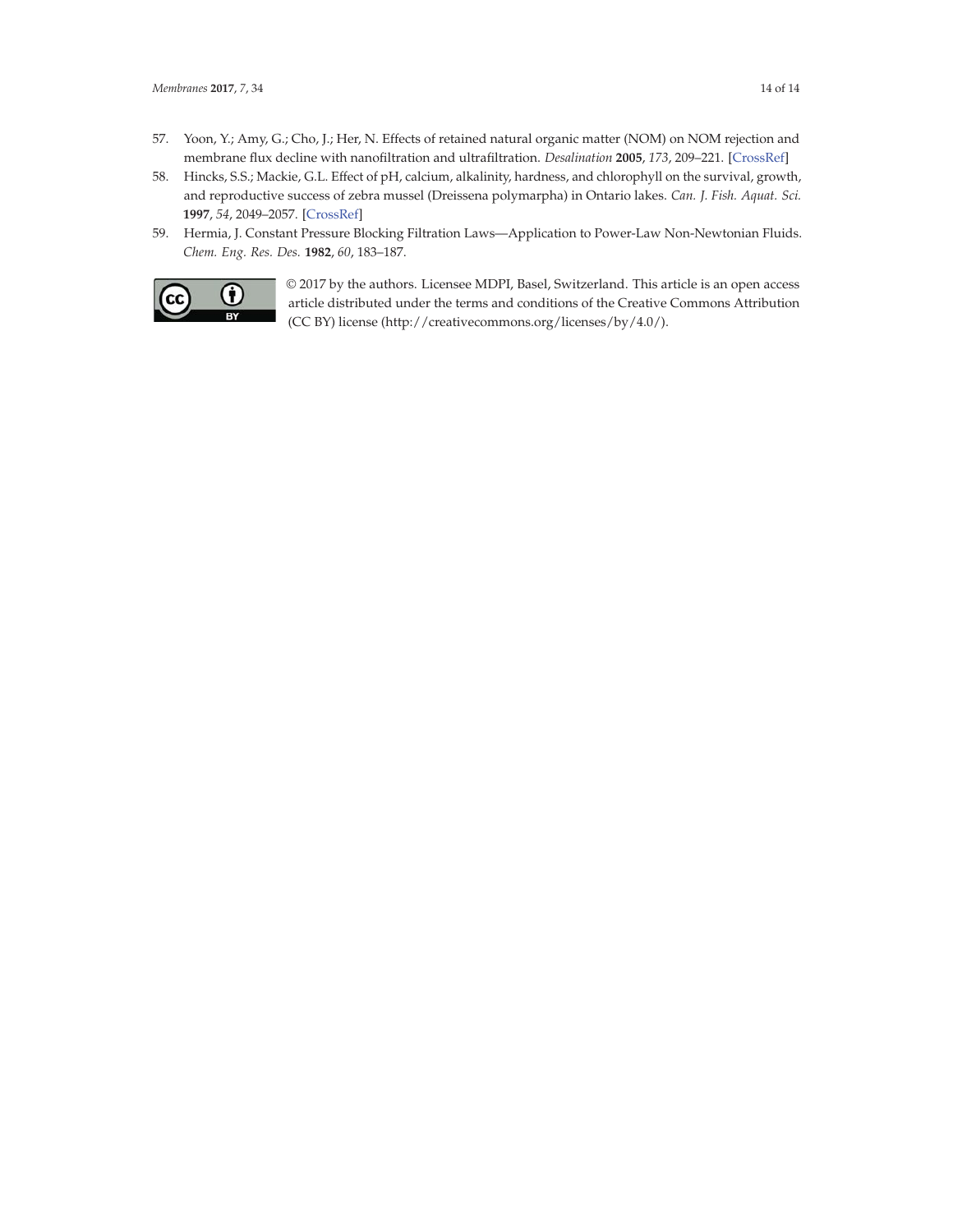57. Yoon, Y.; Amy, G.; Cho, J.; Her, N. Effects of retained natural organic matter (NOM) on NOM rejection and membrane flux decline with nanofiltration and ultrafiltration. *Desalination* **2005**, *173*, 209–221. [CrossRef]
58. Hincks, S.S.; Mackie, G.L. Effect of pH, calcium, alkalinity, hardness, and chlorophyll on the survival, growth, and reproductive success of zebra mussel (Dreissena polymarpha) in Ontario lakes. *Can. J. Fish. Aquat. Sci.* **1997**, *54*, 2049–2057. [CrossRef]
59. Hermia, J. Constant Pressure Blocking Filtration Laws—Application to Power-Law Non-Newtonian Fluids. *Chem. Eng. Res. Des.* **1982**, *60*, 183–187.

© 2017 by the authors. Licensee MDPI, Basel, Switzerland. This article is an open access article distributed under the terms and conditions of the Creative Commons Attribution (CC BY) license (http://creativecommons.org/licenses/by/4.0/).